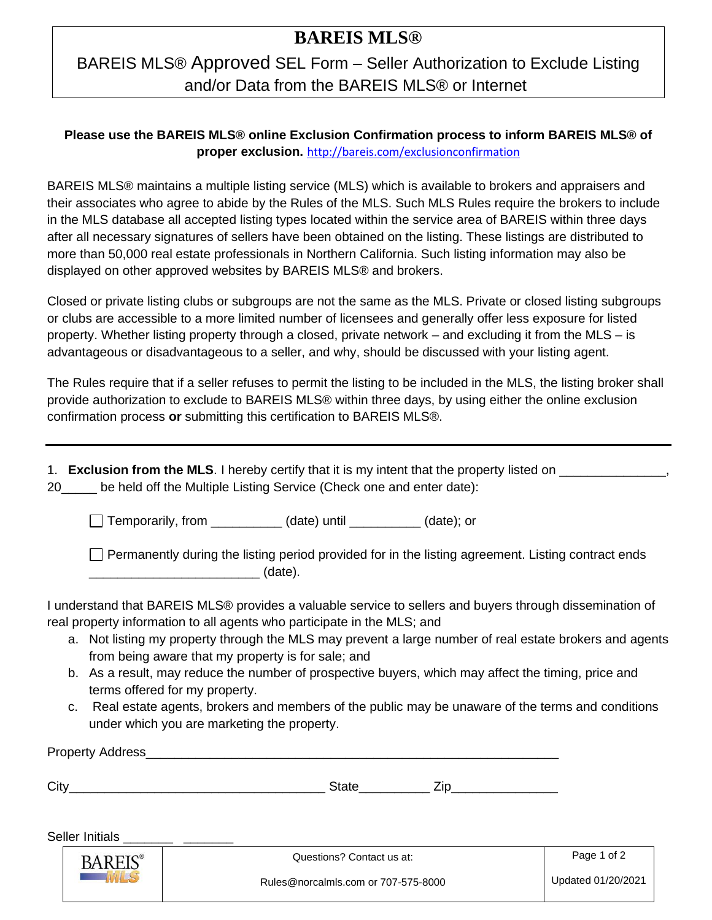# BAREIS MLS®

## BAREIS MLS® Approved SEL Form – Seller Authorization to Exclude Listing and/or Data from the BAREIS MLS® or Internet

**Please use the BAREIS MLS® online Exclusion Confirmation process to inform BAREIS MLS® of proper exclusion.** http://bareis.com/exclusionconfirmation

BAREIS MLS® maintains a multiple listing service (MLS) which is available to brokers and appraisers and their associates who agree to abide by the Rules of the MLS. Such MLS Rules require the brokers to include in the MLS database all accepted listing types located within the service area of BAREIS within three days after all necessary signatures of sellers have been obtained on the listing. These listings are distributed to more than 50,000 real estate professionals in Northern California. Such listing information may also be displayed on other approved websites by BAREIS MLS® and brokers.

Closed or private listing clubs or subgroups are not the same as the MLS. Private or closed listing subgroups or clubs are accessible to a more limited number of licensees and generally offer less exposure for listed property. Whether listing property through a closed, private network – and excluding it from the MLS – is advantageous or disadvantageous to a seller, and why, should be discussed with your listing agent.

The Rules require that if a seller refuses to permit the listing to be included in the MLS, the listing broker shall provide authorization to exclude to BAREIS MLS® within three days, by using either the online exclusion confirmation process **or** submitting this certification to BAREIS MLS®.

---

1. **Exclusion from the MLS**. I hereby certify that it is my intent that the property listed on _______________, 20_____ be held off the Multiple Listing Service (Check one and enter date):

   ☐ Temporarily, from __________ (date) until __________ (date); or

   ☐ Permanently during the listing period provided for in the listing agreement. Listing contract ends _______________________ (date).

I understand that BAREIS MLS® provides a valuable service to sellers and buyers through dissemination of real property information to all agents who participate in the MLS; and

a. Not listing my property through the MLS may prevent a large number of real estate brokers and agents from being aware that my property is for sale; and
b. As a result, may reduce the number of prospective buyers, which may affect the timing, price and terms offered for my property.
c. Real estate agents, brokers and members of the public may be unaware of the terms and conditions under which you are marketing the property.

Property Address___________________________________________________________

City___________________________________ State__________ Zip_______________

Seller Initials _______ _______

| BAREIS® MLS | Questions? Contact us at: Rules@norcalmls.com or 707-575-8000 | Updated 01/20/2021 |
|---|---|---|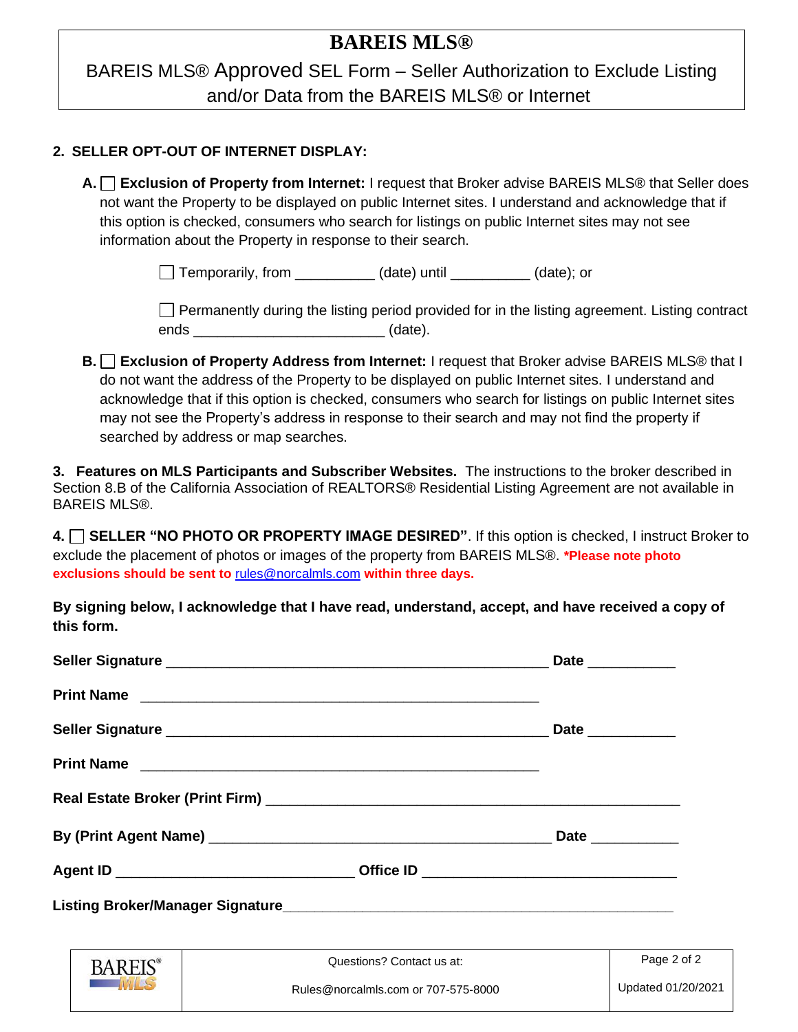# BAREIS MLS®

BAREIS MLS® Approved SEL Form – Seller Authorization to Exclude Listing and/or Data from the BAREIS MLS® or Internet

**2. SELLER OPT-OUT OF INTERNET DISPLAY:**

**A.** ☐ **Exclusion of Property from Internet:** I request that Broker advise BAREIS MLS® that Seller does not want the Property to be displayed on public Internet sites. I understand and acknowledge that if this option is checked, consumers who search for listings on public Internet sites may not see information about the Property in response to their search.

☐ Temporarily, from __________ (date) until __________ (date); or

☐ Permanently during the listing period provided for in the listing agreement. Listing contract ends ________________________ (date).

**B.** ☐ **Exclusion of Property Address from Internet:** I request that Broker advise BAREIS MLS® that I do not want the address of the Property to be displayed on public Internet sites. I understand and acknowledge that if this option is checked, consumers who search for listings on public Internet sites may not see the Property's address in response to their search and may not find the property if searched by address or map searches.

**3. Features on MLS Participants and Subscriber Websites.** The instructions to the broker described in Section 8.B of the California Association of REALTORS® Residential Listing Agreement are not available in BAREIS MLS®.

**4.** ☐ **SELLER "NO PHOTO OR PROPERTY IMAGE DESIRED"**. If this option is checked, I instruct Broker to exclude the placement of photos or images of the property from BAREIS MLS®. ***Please note photo exclusions should be sent to** rules@norcalmls.com **within three days.**

**By signing below, I acknowledge that I have read, understand, accept, and have received a copy of this form.**

**Seller Signature** ________________________________________________ **Date** ___________

**Print Name** ________________________________________________

**Seller Signature** ________________________________________________ **Date** ___________

**Print Name** ________________________________________________

**Real Estate Broker (Print Firm)** ________________________________________________

**By (Print Agent Name)** ____________________________________________ **Date** ___________

**Agent ID** ______________________________ **Office ID** ______________________________

**Listing Broker/Manager Signature**________________________________________________

Questions? Contact us at:

Rules@norcalmls.com or 707-575-8000

Updated 01/20/2021